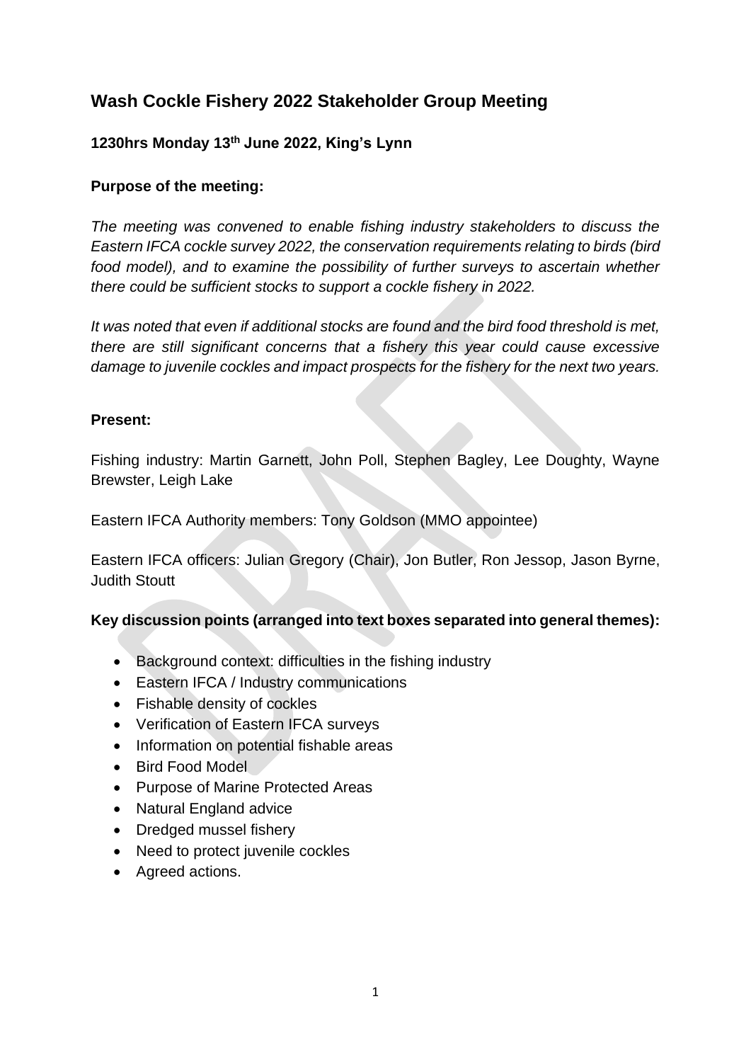# Wash Cockle Fishery 2022 Stakeholder Group Meeting

### 1230hrs Monday 13th June 2022, King's Lynn

### Purpose of the meeting:

*The meeting was convened to enable fishing industry stakeholders to discuss the Eastern IFCA cockle survey 2022, the conservation requirements relating to birds (bird food model), and to examine the possibility of further surveys to ascertain whether there could be sufficient stocks to support a cockle fishery in 2022.*

*It was noted that even if additional stocks are found and the bird food threshold is met, there are still significant concerns that a fishery this year could cause excessive damage to juvenile cockles and impact prospects for the fishery for the next two years.*

### Present:

Fishing industry: Martin Garnett, John Poll, Stephen Bagley, Lee Doughty, Wayne Brewster, Leigh Lake

Eastern IFCA Authority members: Tony Goldson (MMO appointee)

Eastern IFCA officers: Julian Gregory (Chair), Jon Butler, Ron Jessop, Jason Byrne, Judith Stoutt

### Key discussion points (arranged into text boxes separated into general themes):

- Background context: difficulties in the fishing industry
- Eastern IFCA / Industry communications
- Fishable density of cockles
- Verification of Eastern IFCA surveys
- Information on potential fishable areas
- Bird Food Model
- Purpose of Marine Protected Areas
- Natural England advice
- Dredged mussel fishery
- Need to protect juvenile cockles
- Agreed actions.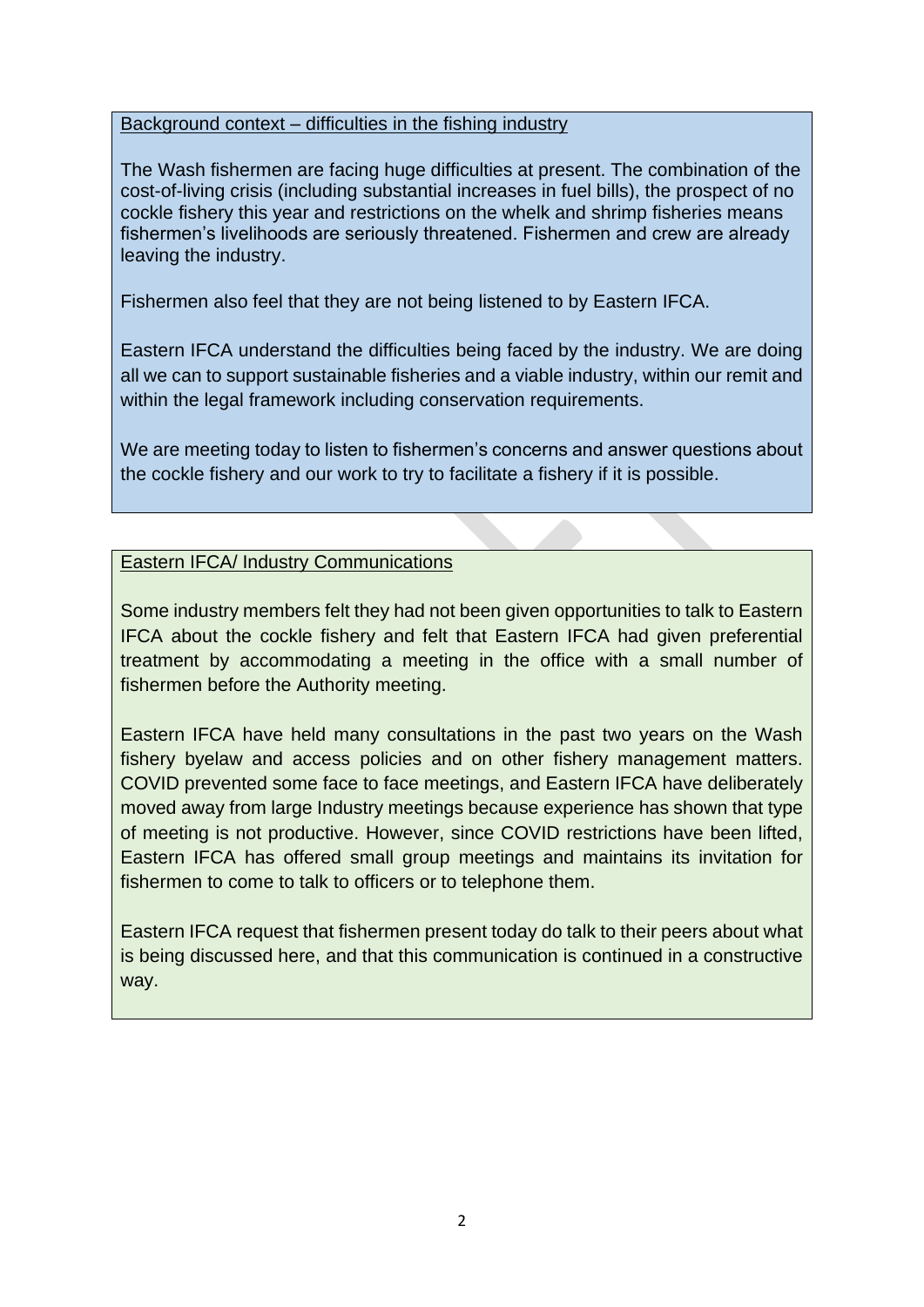<u>Background context – difficulties in the fishing industry</u>

The Wash fishermen are facing huge difficulties at present. The combination of the cost-of-living crisis (including substantial increases in fuel bills), the prospect of no cockle fishery this year and restrictions on the whelk and shrimp fisheries means fishermen's livelihoods are seriously threatened. Fishermen and crew are already leaving the industry.

Fishermen also feel that they are not being listened to by Eastern IFCA.

Eastern IFCA understand the difficulties being faced by the industry. We are doing all we can to support sustainable fisheries and a viable industry, within our remit and within the legal framework including conservation requirements.

We are meeting today to listen to fishermen's concerns and answer questions about the cockle fishery and our work to try to facilitate a fishery if it is possible.

<u>Eastern IFCA/ Industry Communications</u>

Some industry members felt they had not been given opportunities to talk to Eastern IFCA about the cockle fishery and felt that Eastern IFCA had given preferential treatment by accommodating a meeting in the office with a small number of fishermen before the Authority meeting.

Eastern IFCA have held many consultations in the past two years on the Wash fishery byelaw and access policies and on other fishery management matters. COVID prevented some face to face meetings, and Eastern IFCA have deliberately moved away from large Industry meetings because experience has shown that type of meeting is not productive. However, since COVID restrictions have been lifted, Eastern IFCA has offered small group meetings and maintains its invitation for fishermen to come to talk to officers or to telephone them.

Eastern IFCA request that fishermen present today do talk to their peers about what is being discussed here, and that this communication is continued in a constructive way.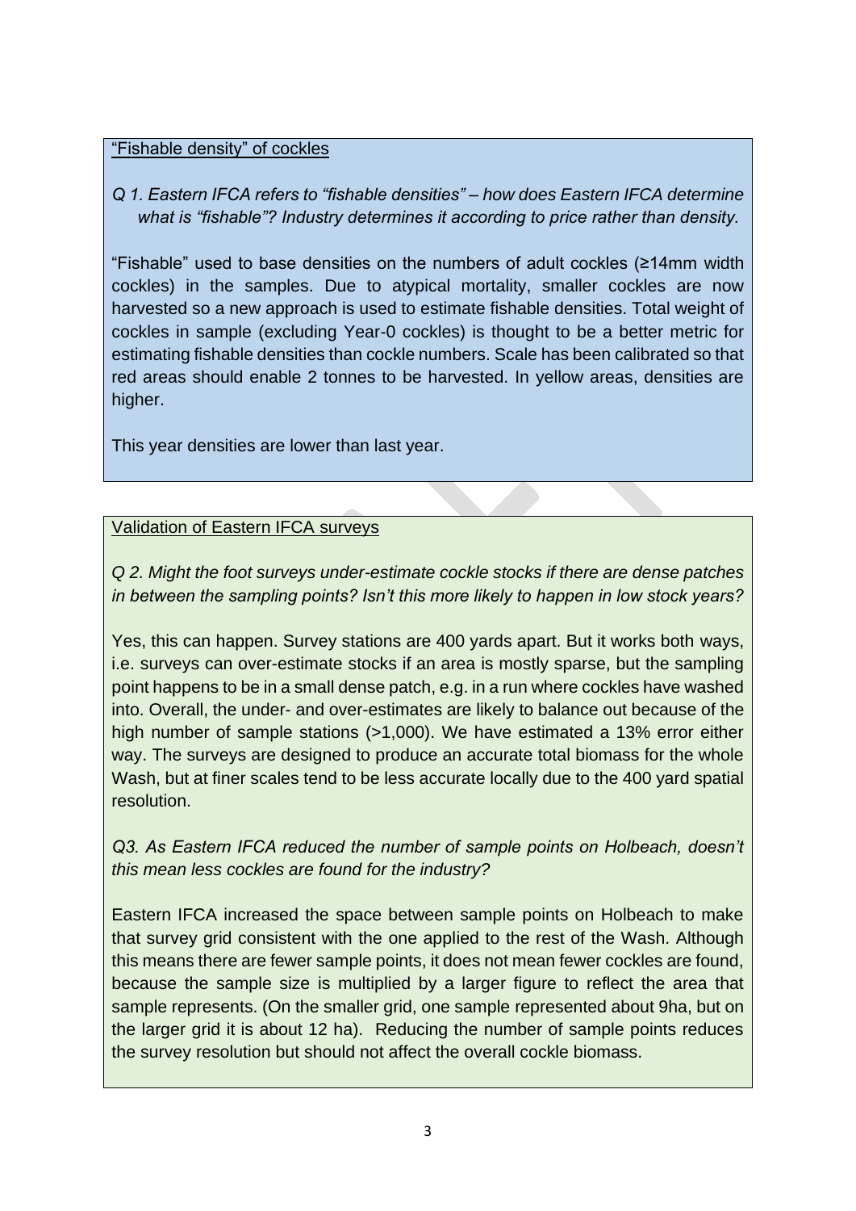<u>"Fishable density" of cockles</u>

*Q 1. Eastern IFCA refers to "fishable densities" – how does Eastern IFCA determine what is "fishable"? Industry determines it according to price rather than density.*

"Fishable" used to base densities on the numbers of adult cockles (≥14mm width cockles) in the samples. Due to atypical mortality, smaller cockles are now harvested so a new approach is used to estimate fishable densities. Total weight of cockles in sample (excluding Year-0 cockles) is thought to be a better metric for estimating fishable densities than cockle numbers. Scale has been calibrated so that red areas should enable 2 tonnes to be harvested. In yellow areas, densities are higher.

This year densities are lower than last year.

<u>Validation of Eastern IFCA surveys</u>

*Q 2. Might the foot surveys under-estimate cockle stocks if there are dense patches in between the sampling points? Isn't this more likely to happen in low stock years?*

Yes, this can happen. Survey stations are 400 yards apart. But it works both ways, i.e. surveys can over-estimate stocks if an area is mostly sparse, but the sampling point happens to be in a small dense patch, e.g. in a run where cockles have washed into. Overall, the under- and over-estimates are likely to balance out because of the high number of sample stations (>1,000). We have estimated a 13% error either way. The surveys are designed to produce an accurate total biomass for the whole Wash, but at finer scales tend to be less accurate locally due to the 400 yard spatial resolution.

*Q3. As Eastern IFCA reduced the number of sample points on Holbeach, doesn't this mean less cockles are found for the industry?*

Eastern IFCA increased the space between sample points on Holbeach to make that survey grid consistent with the one applied to the rest of the Wash. Although this means there are fewer sample points, it does not mean fewer cockles are found, because the sample size is multiplied by a larger figure to reflect the area that sample represents. (On the smaller grid, one sample represented about 9ha, but on the larger grid it is about 12 ha). Reducing the number of sample points reduces the survey resolution but should not affect the overall cockle biomass.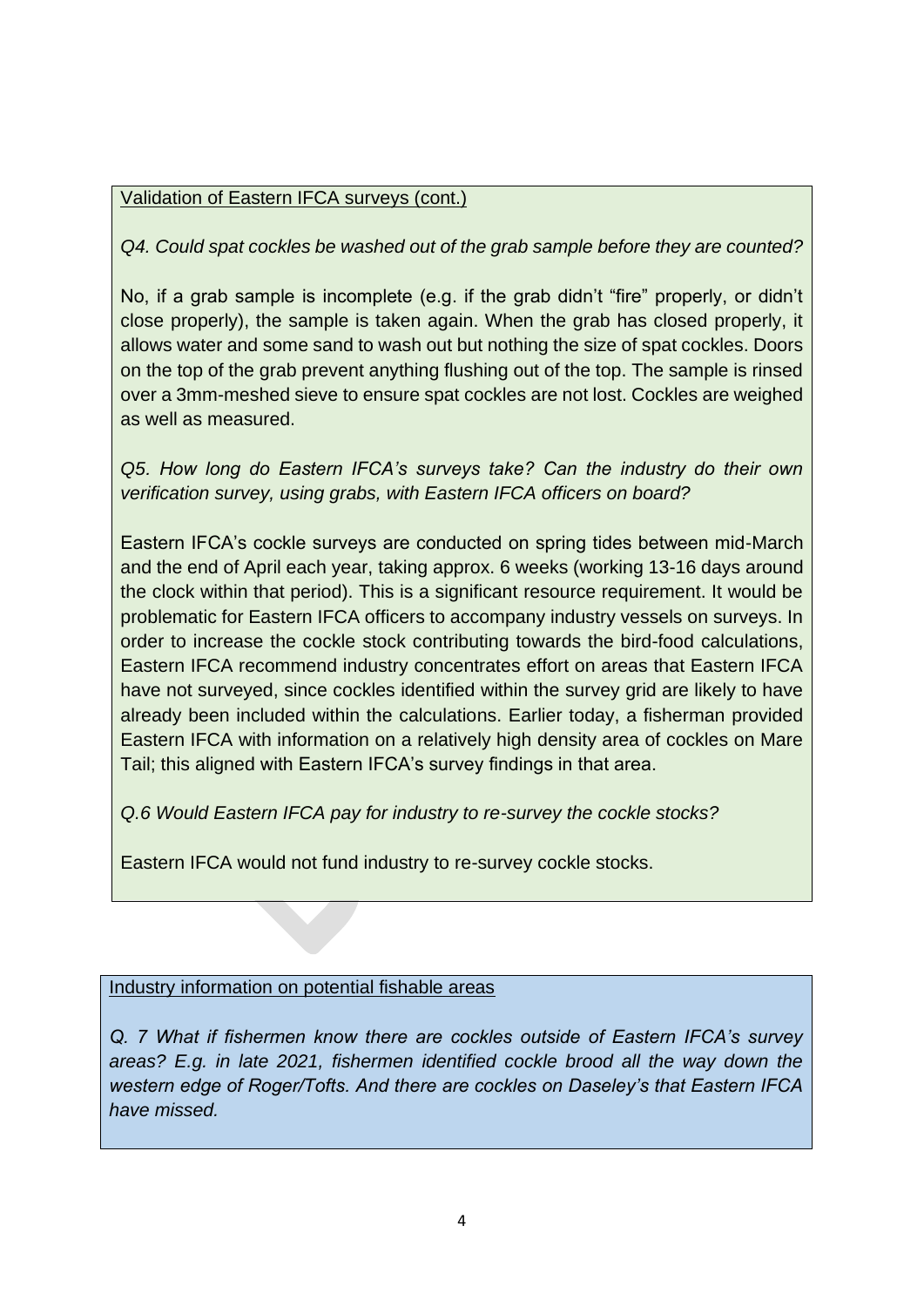Validation of Eastern IFCA surveys (cont.)

*Q4. Could spat cockles be washed out of the grab sample before they are counted?*

No, if a grab sample is incomplete (e.g. if the grab didn't "fire" properly, or didn't close properly), the sample is taken again. When the grab has closed properly, it allows water and some sand to wash out but nothing the size of spat cockles. Doors on the top of the grab prevent anything flushing out of the top. The sample is rinsed over a 3mm-meshed sieve to ensure spat cockles are not lost. Cockles are weighed as well as measured.

*Q5. How long do Eastern IFCA's surveys take? Can the industry do their own verification survey, using grabs, with Eastern IFCA officers on board?*

Eastern IFCA's cockle surveys are conducted on spring tides between mid-March and the end of April each year, taking approx. 6 weeks (working 13-16 days around the clock within that period). This is a significant resource requirement. It would be problematic for Eastern IFCA officers to accompany industry vessels on surveys. In order to increase the cockle stock contributing towards the bird-food calculations, Eastern IFCA recommend industry concentrates effort on areas that Eastern IFCA have not surveyed, since cockles identified within the survey grid are likely to have already been included within the calculations. Earlier today, a fisherman provided Eastern IFCA with information on a relatively high density area of cockles on Mare Tail; this aligned with Eastern IFCA's survey findings in that area.

*Q.6 Would Eastern IFCA pay for industry to re-survey the cockle stocks?*

Eastern IFCA would not fund industry to re-survey cockle stocks.

Industry information on potential fishable areas

*Q. 7 What if fishermen know there are cockles outside of Eastern IFCA's survey areas? E.g. in late 2021, fishermen identified cockle brood all the way down the western edge of Roger/Tofts. And there are cockles on Daseley's that Eastern IFCA have missed.*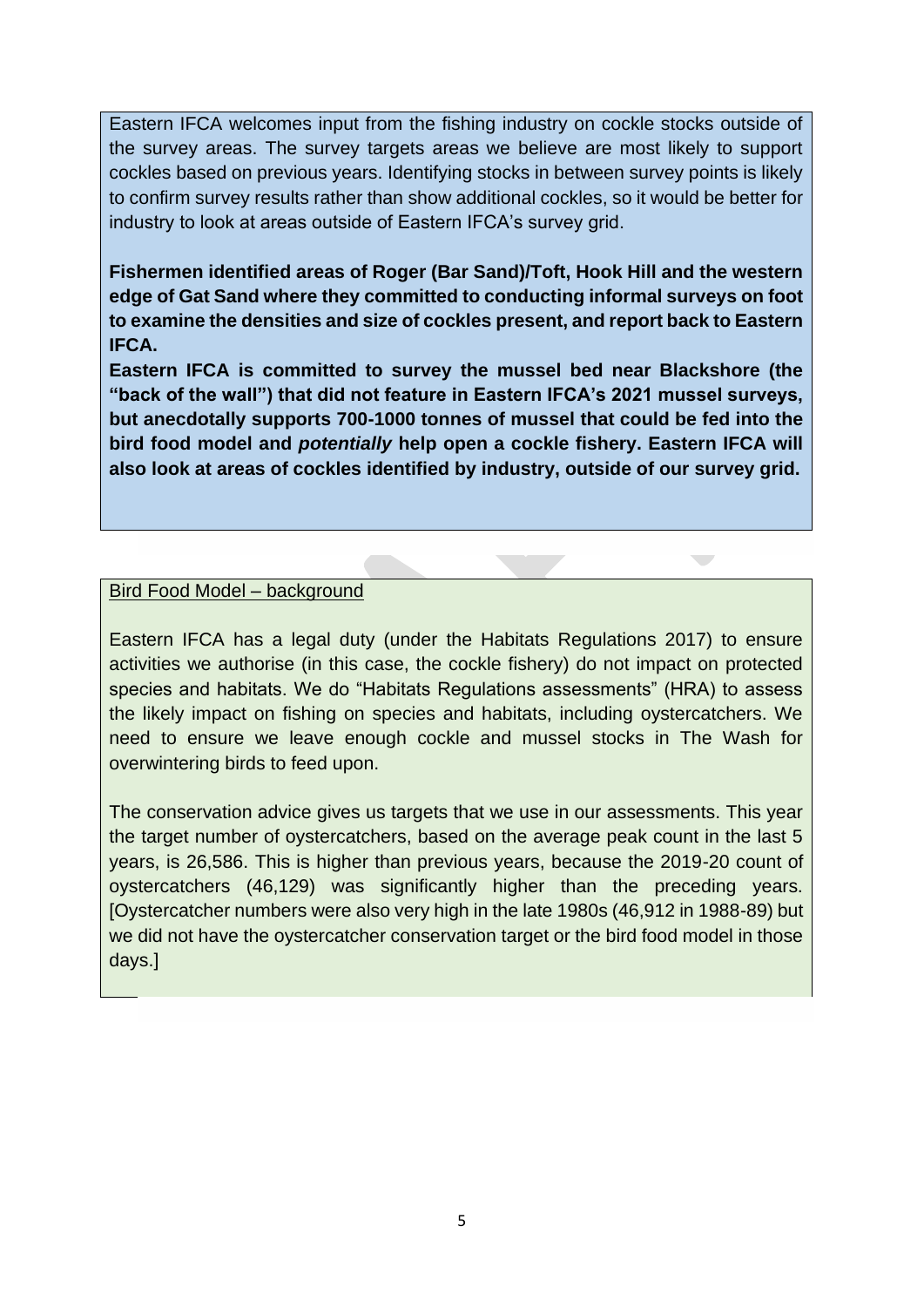Eastern IFCA welcomes input from the fishing industry on cockle stocks outside of the survey areas. The survey targets areas we believe are most likely to support cockles based on previous years. Identifying stocks in between survey points is likely to confirm survey results rather than show additional cockles, so it would be better for industry to look at areas outside of Eastern IFCA's survey grid.

**Fishermen identified areas of Roger (Bar Sand)/Toft, Hook Hill and the western edge of Gat Sand where they committed to conducting informal surveys on foot to examine the densities and size of cockles present, and report back to Eastern IFCA.**

**Eastern IFCA is committed to survey the mussel bed near Blackshore (the "back of the wall") that did not feature in Eastern IFCA's 2021 mussel surveys, but anecdotally supports 700-1000 tonnes of mussel that could be fed into the bird food model and *potentially* help open a cockle fishery. Eastern IFCA will also look at areas of cockles identified by industry, outside of our survey grid.**

<u>Bird Food Model – background</u>

Eastern IFCA has a legal duty (under the Habitats Regulations 2017) to ensure activities we authorise (in this case, the cockle fishery) do not impact on protected species and habitats. We do "Habitats Regulations assessments" (HRA) to assess the likely impact on fishing on species and habitats, including oystercatchers. We need to ensure we leave enough cockle and mussel stocks in The Wash for overwintering birds to feed upon.

The conservation advice gives us targets that we use in our assessments. This year the target number of oystercatchers, based on the average peak count in the last 5 years, is 26,586. This is higher than previous years, because the 2019-20 count of oystercatchers (46,129) was significantly higher than the preceding years. [Oystercatcher numbers were also very high in the late 1980s (46,912 in 1988-89) but we did not have the oystercatcher conservation target or the bird food model in those days.]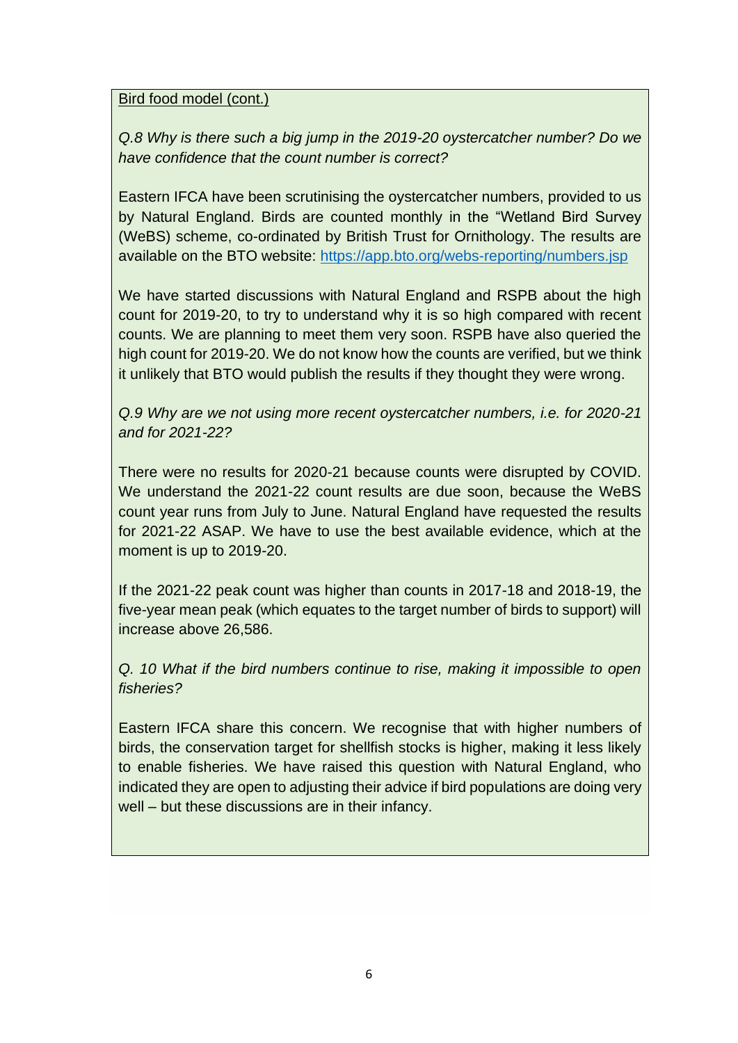Bird food model (cont.)

*Q.8 Why is there such a big jump in the 2019-20 oystercatcher number? Do we have confidence that the count number is correct?*

Eastern IFCA have been scrutinising the oystercatcher numbers, provided to us by Natural England. Birds are counted monthly in the "Wetland Bird Survey (WeBS) scheme, co-ordinated by British Trust for Ornithology. The results are available on the BTO website: [https://app.bto.org/webs-reporting/numbers.jsp](https://app.bto.org/webs-reporting/numbers.jsp)

We have started discussions with Natural England and RSPB about the high count for 2019-20, to try to understand why it is so high compared with recent counts. We are planning to meet them very soon. RSPB have also queried the high count for 2019-20. We do not know how the counts are verified, but we think it unlikely that BTO would publish the results if they thought they were wrong.

*Q.9 Why are we not using more recent oystercatcher numbers, i.e. for 2020-21 and for 2021-22?*

There were no results for 2020-21 because counts were disrupted by COVID. We understand the 2021-22 count results are due soon, because the WeBS count year runs from July to June. Natural England have requested the results for 2021-22 ASAP. We have to use the best available evidence, which at the moment is up to 2019-20.

If the 2021-22 peak count was higher than counts in 2017-18 and 2018-19, the five-year mean peak (which equates to the target number of birds to support) will increase above 26,586.

*Q. 10 What if the bird numbers continue to rise, making it impossible to open fisheries?*

Eastern IFCA share this concern. We recognise that with higher numbers of birds, the conservation target for shellfish stocks is higher, making it less likely to enable fisheries. We have raised this question with Natural England, who indicated they are open to adjusting their advice if bird populations are doing very well – but these discussions are in their infancy.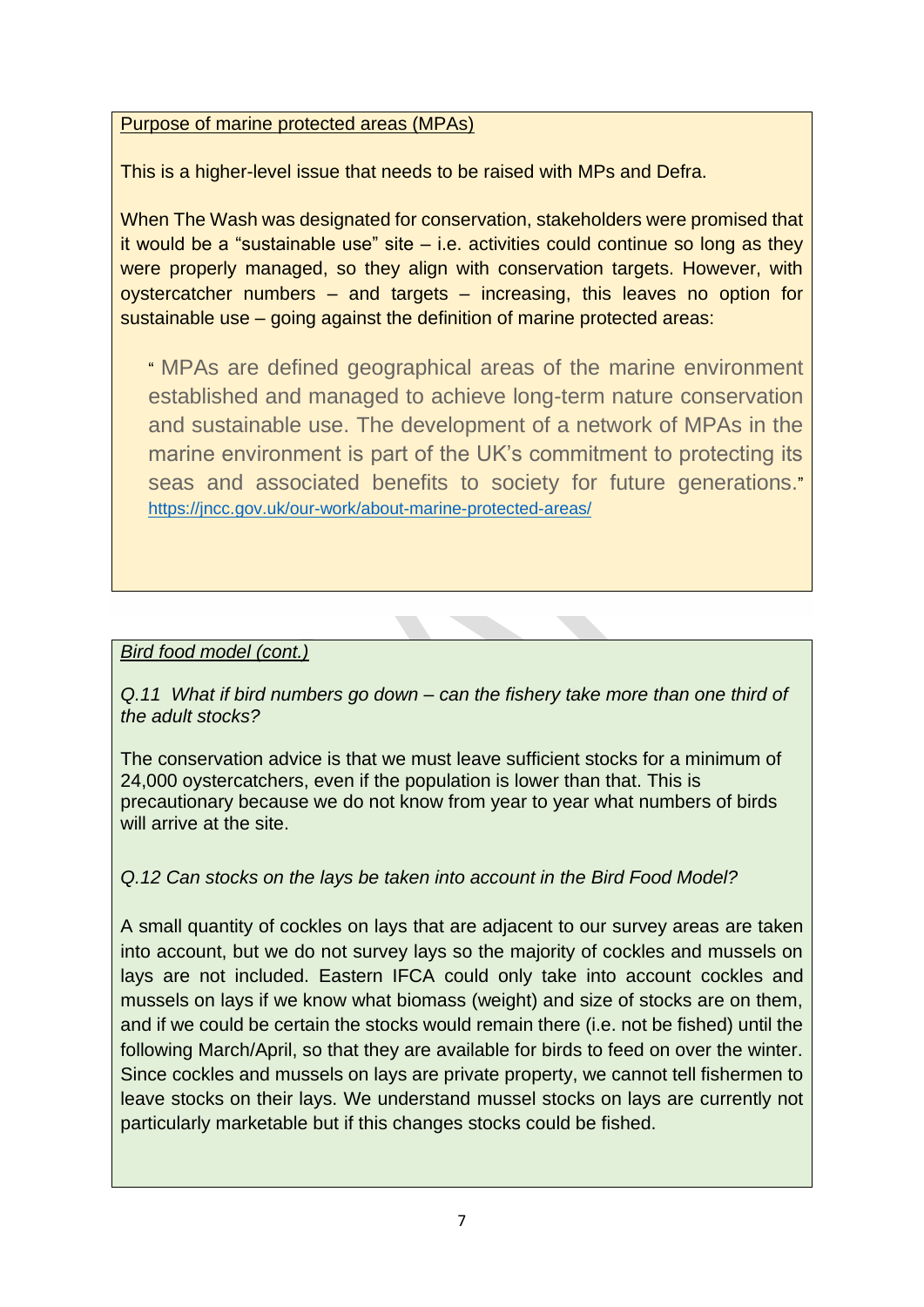Purpose of marine protected areas (MPAs)

This is a higher-level issue that needs to be raised with MPs and Defra.

When The Wash was designated for conservation, stakeholders were promised that it would be a "sustainable use" site – i.e. activities could continue so long as they were properly managed, so they align with conservation targets. However, with oystercatcher numbers – and targets – increasing, this leaves no option for sustainable use – going against the definition of marine protected areas:

> " MPAs are defined geographical areas of the marine environment established and managed to achieve long-term nature conservation and sustainable use. The development of a network of MPAs in the marine environment is part of the UK's commitment to protecting its seas and associated benefits to society for future generations." https://jncc.gov.uk/our-work/about-marine-protected-areas/

*Bird food model (cont.)*

*Q.11 What if bird numbers go down – can the fishery take more than one third of the adult stocks?*

The conservation advice is that we must leave sufficient stocks for a minimum of 24,000 oystercatchers, even if the population is lower than that. This is precautionary because we do not know from year to year what numbers of birds will arrive at the site.

*Q.12 Can stocks on the lays be taken into account in the Bird Food Model?*

A small quantity of cockles on lays that are adjacent to our survey areas are taken into account, but we do not survey lays so the majority of cockles and mussels on lays are not included. Eastern IFCA could only take into account cockles and mussels on lays if we know what biomass (weight) and size of stocks are on them, and if we could be certain the stocks would remain there (i.e. not be fished) until the following March/April, so that they are available for birds to feed on over the winter. Since cockles and mussels on lays are private property, we cannot tell fishermen to leave stocks on their lays. We understand mussel stocks on lays are currently not particularly marketable but if this changes stocks could be fished.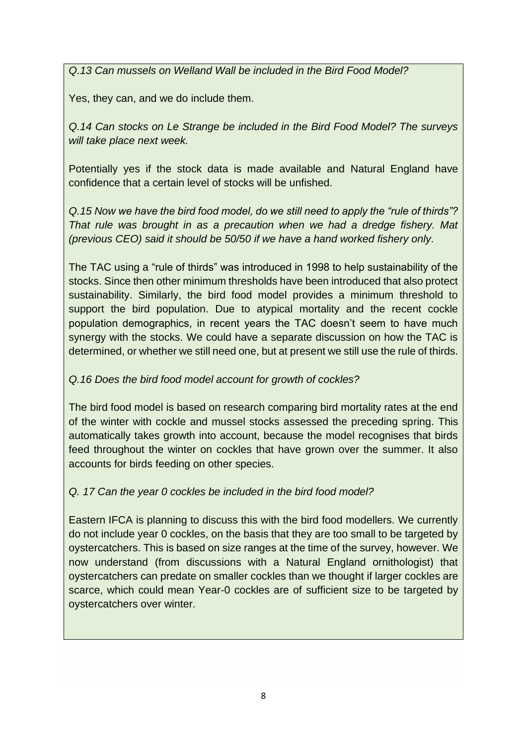*Q.13 Can mussels on Welland Wall be included in the Bird Food Model?*

Yes, they can, and we do include them.

*Q.14 Can stocks on Le Strange be included in the Bird Food Model? The surveys will take place next week.*

Potentially yes if the stock data is made available and Natural England have confidence that a certain level of stocks will be unfished.

*Q.15 Now we have the bird food model, do we still need to apply the "rule of thirds"? That rule was brought in as a precaution when we had a dredge fishery. Mat (previous CEO) said it should be 50/50 if we have a hand worked fishery only.*

The TAC using a "rule of thirds" was introduced in 1998 to help sustainability of the stocks. Since then other minimum thresholds have been introduced that also protect sustainability. Similarly, the bird food model provides a minimum threshold to support the bird population. Due to atypical mortality and the recent cockle population demographics, in recent years the TAC doesn't seem to have much synergy with the stocks. We could have a separate discussion on how the TAC is determined, or whether we still need one, but at present we still use the rule of thirds.

*Q.16 Does the bird food model account for growth of cockles?*

The bird food model is based on research comparing bird mortality rates at the end of the winter with cockle and mussel stocks assessed the preceding spring. This automatically takes growth into account, because the model recognises that birds feed throughout the winter on cockles that have grown over the summer. It also accounts for birds feeding on other species.

*Q. 17 Can the year 0 cockles be included in the bird food model?*

Eastern IFCA is planning to discuss this with the bird food modellers. We currently do not include year 0 cockles, on the basis that they are too small to be targeted by oystercatchers. This is based on size ranges at the time of the survey, however. We now understand (from discussions with a Natural England ornithologist) that oystercatchers can predate on smaller cockles than we thought if larger cockles are scarce, which could mean Year-0 cockles are of sufficient size to be targeted by oystercatchers over winter.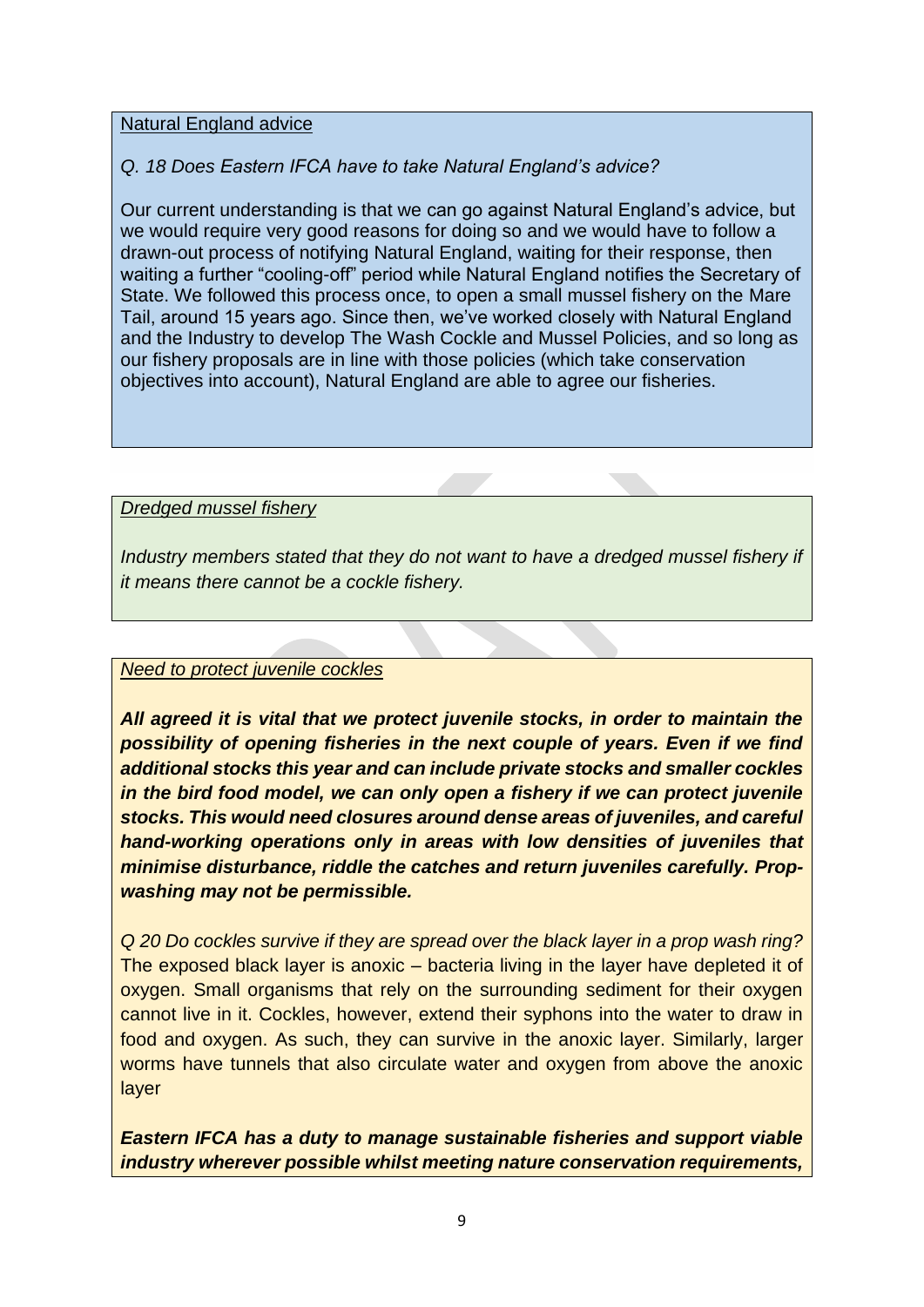<u>Natural England advice</u>

*Q. 18 Does Eastern IFCA have to take Natural England's advice?*

Our current understanding is that we can go against Natural England's advice, but we would require very good reasons for doing so and we would have to follow a drawn-out process of notifying Natural England, waiting for their response, then waiting a further "cooling-off" period while Natural England notifies the Secretary of State. We followed this process once, to open a small mussel fishery on the Mare Tail, around 15 years ago. Since then, we've worked closely with Natural England and the Industry to develop The Wash Cockle and Mussel Policies, and so long as our fishery proposals are in line with those policies (which take conservation objectives into account), Natural England are able to agree our fisheries.

*<u>Dredged mussel fishery</u>*

*Industry members stated that they do not want to have a dredged mussel fishery if it means there cannot be a cockle fishery.*

*<u>Need to protect juvenile cockles</u>*

***All agreed it is vital that we protect juvenile stocks, in order to maintain the possibility of opening fisheries in the next couple of years. Even if we find additional stocks this year and can include private stocks and smaller cockles in the bird food model, we can only open a fishery if we can protect juvenile stocks. This would need closures around dense areas of juveniles, and careful hand-working operations only in areas with low densities of juveniles that minimise disturbance, riddle the catches and return juveniles carefully. Prop-washing may not be permissible.***

*Q 20 Do cockles survive if they are spread over the black layer in a prop wash ring?*
The exposed black layer is anoxic – bacteria living in the layer have depleted it of oxygen. Small organisms that rely on the surrounding sediment for their oxygen cannot live in it. Cockles, however, extend their syphons into the water to draw in food and oxygen. As such, they can survive in the anoxic layer. Similarly, larger worms have tunnels that also circulate water and oxygen from above the anoxic layer

***Eastern IFCA has a duty to manage sustainable fisheries and support viable industry wherever possible whilst meeting nature conservation requirements,***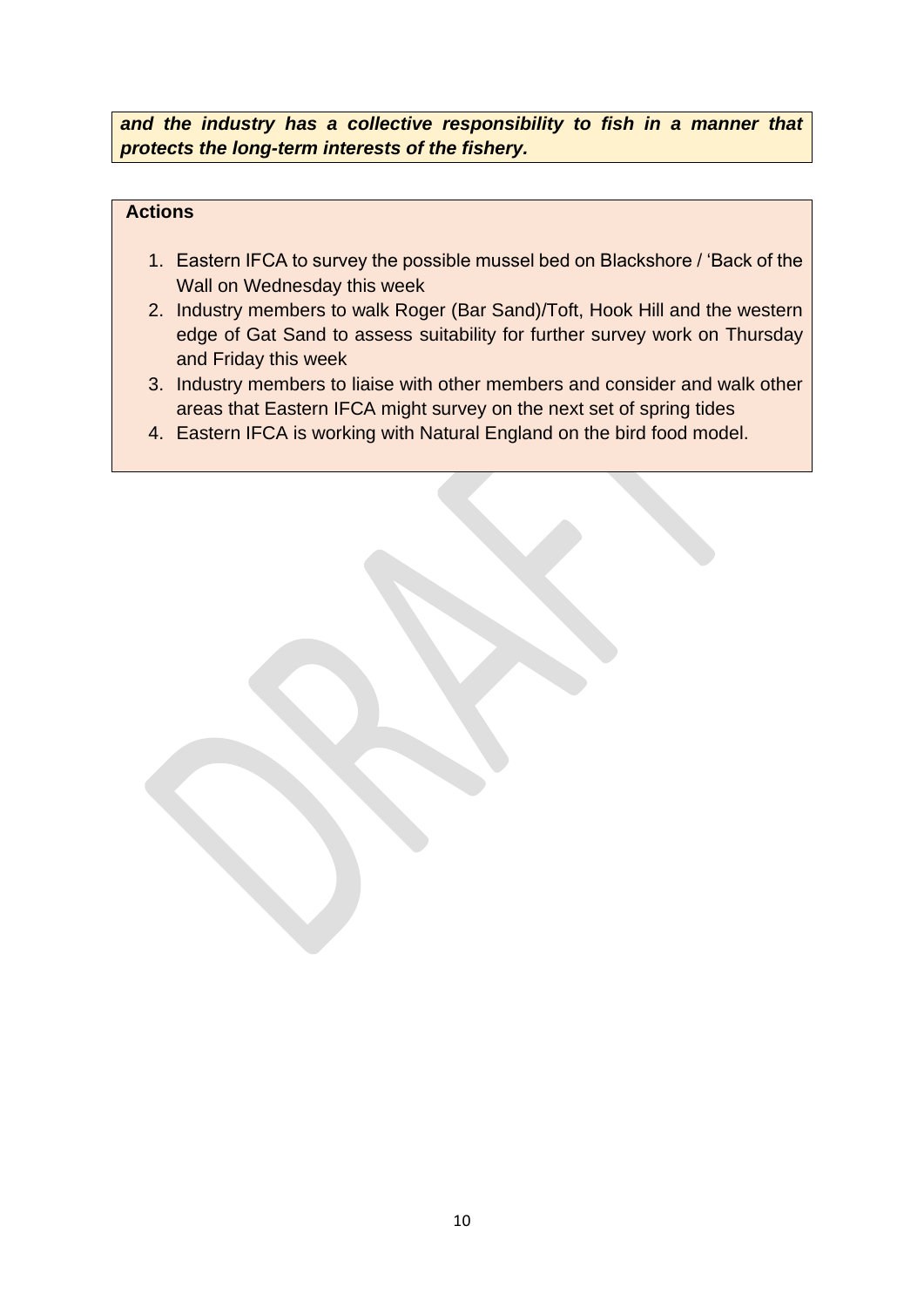***and the industry has a collective responsibility to fish in a manner that protects the long-term interests of the fishery.***

**Actions**

1. Eastern IFCA to survey the possible mussel bed on Blackshore / 'Back of the Wall on Wednesday this week
2. Industry members to walk Roger (Bar Sand)/Toft, Hook Hill and the western edge of Gat Sand to assess suitability for further survey work on Thursday and Friday this week
3. Industry members to liaise with other members and consider and walk other areas that Eastern IFCA might survey on the next set of spring tides
4. Eastern IFCA is working with Natural England on the bird food model.